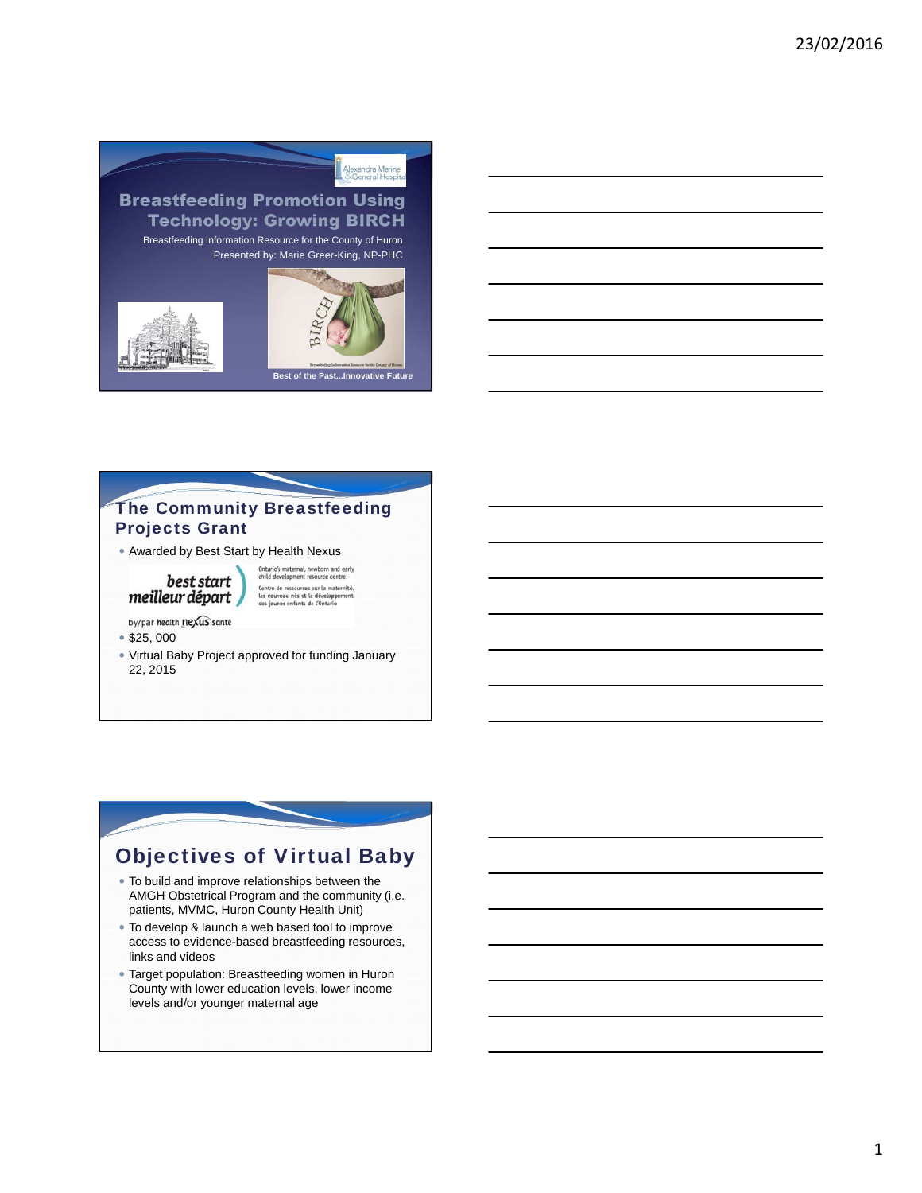# Breastfeeding Promotion Using Technology: Growing BIRCH

Breastfeeding Information Resource for the County of Huron

Presented by: Marie Greer-King, NP-PHC

Best of the Past...Innovative Future

## The Community Breastfeeding Projects Grant

- Awarded by Best Start by Health Nexus
- $25, 000
- Virtual Baby Project approved for funding January 22, 2015

## Objectives of Virtual Baby

- To build and improve relationships between the AMGH Obstetrical Program and the community (i.e. patients, MVMC, Huron County Health Unit)
- To develop & launch a web based tool to improve access to evidence-based breastfeeding resources, links and videos
- Target population: Breastfeeding women in Huron County with lower education levels, lower income levels and/or younger maternal age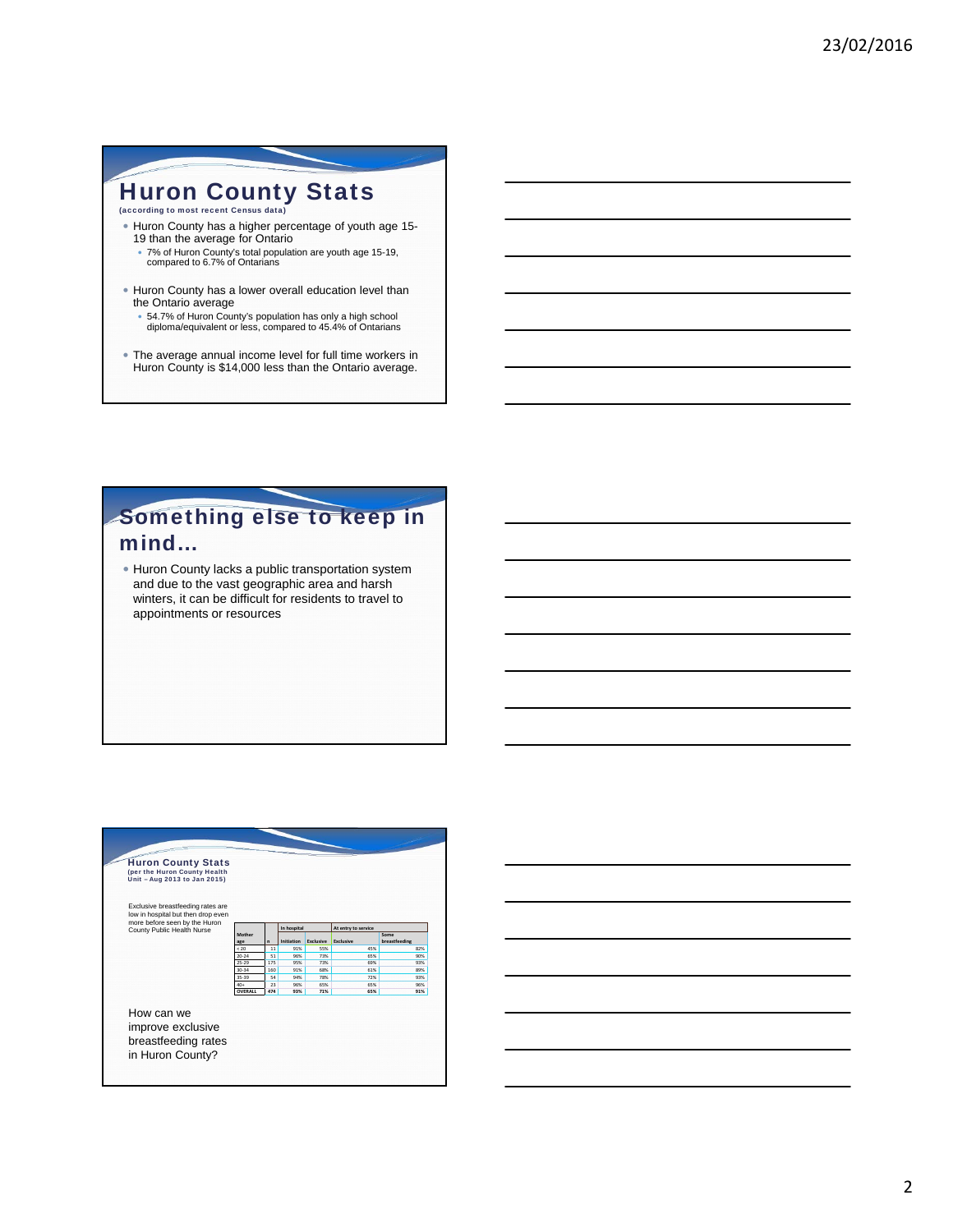## Huron County Stats

**(according to most recent Census data)**

- Huron County has a higher percentage of youth age 15-19 than the average for Ontario
  - 7% of Huron County's total population are youth age 15-19, compared to 6.7% of Ontarians
- Huron County has a lower overall education level than the Ontario average
  - 54.7% of Huron County's population has only a high school diploma/equivalent or less, compared to 45.4% of Ontarians
- The average annual income level for full time workers in Huron County is $14,000 less than the Ontario average.

## Something else to keep in mind…

- Huron County lacks a public transportation system and due to the vast geographic area and harsh winters, it can be difficult for residents to travel to appointments or resources

## Huron County Stats

**(per the Huron County Health Unit – Aug 2013 to Jan 2015)**

Exclusive breastfeeding rates are low in hospital but then drop even more before seen by the Huron County Public Health Nurse

| | | In hospital | | At entry to service | |
|---|---|---|---|---|---|
| Mother age | n | Initiation | Exclusive | Exclusive | Some breastfeeding |
| < 20 | 11 | 91% | 55% | 45% | 82% |
| 20-24 | 51 | 96% | 73% | 65% | 90% |
| 25-29 | 175 | 95% | 73% | 69% | 93% |
| 30-34 | 160 | 91% | 68% | 61% | 89% |
| 35-39 | 54 | 94% | 78% | 72% | 93% |
| 40+ | 23 | 96% | 65% | 65% | 96% |
| OVERALL | 474 | 93% | 71% | 65% | 91% |

How can we improve exclusive breastfeeding rates in Huron County?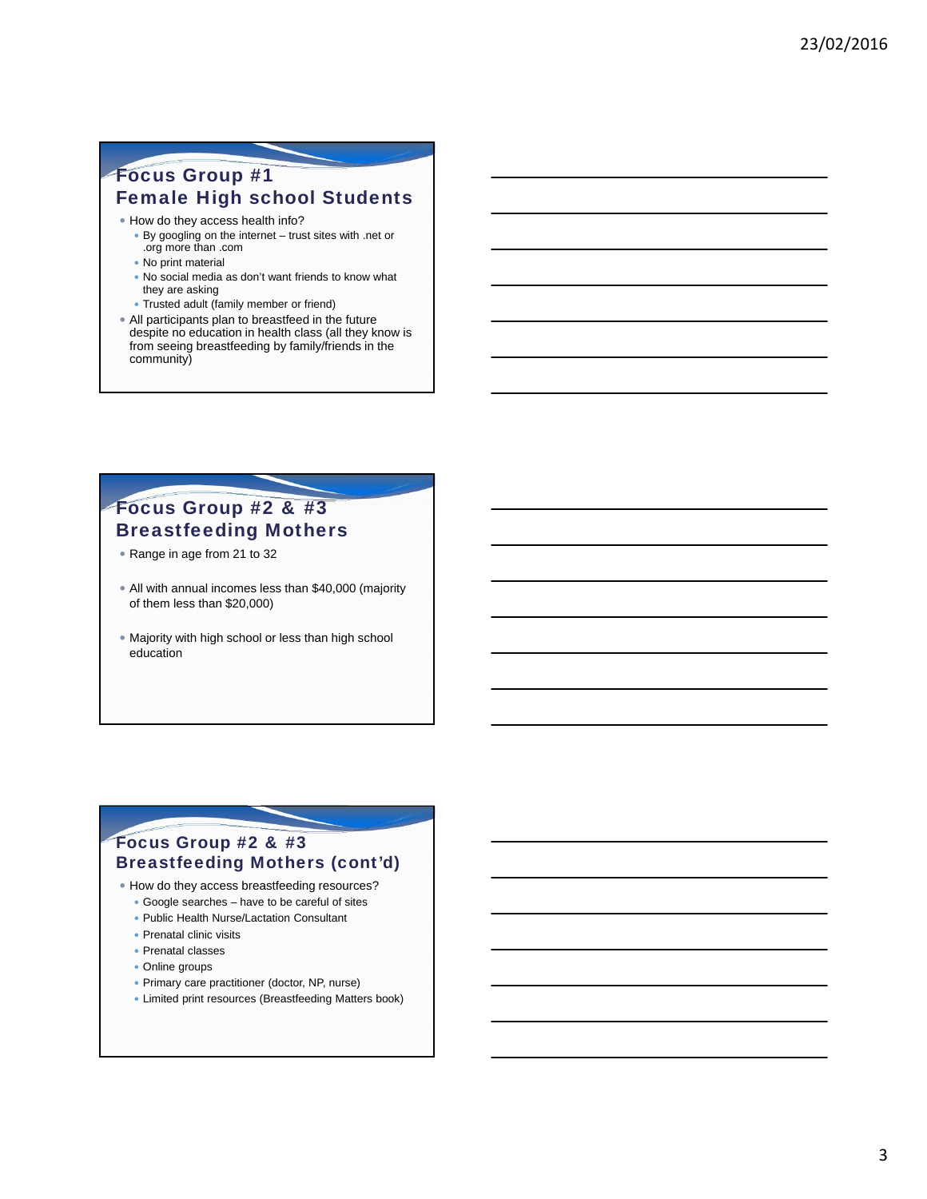## Focus Group #1 Female High school Students

- How do they access health info?
  - By googling on the internet – trust sites with .net or .org more than .com
  - No print material
  - No social media as don't want friends to know what they are asking
  - Trusted adult (family member or friend)
- All participants plan to breastfeed in the future despite no education in health class (all they know is from seeing breastfeeding by family/friends in the community)

## Focus Group #2 & #3 Breastfeeding Mothers

- Range in age from 21 to 32
- All with annual incomes less than $40,000 (majority of them less than $20,000)
- Majority with high school or less than high school education

## Focus Group #2 & #3 Breastfeeding Mothers (cont'd)

- How do they access breastfeeding resources?
  - Google searches – have to be careful of sites
  - Public Health Nurse/Lactation Consultant
  - Prenatal clinic visits
  - Prenatal classes
  - Online groups
  - Primary care practitioner (doctor, NP, nurse)
  - Limited print resources (Breastfeeding Matters book)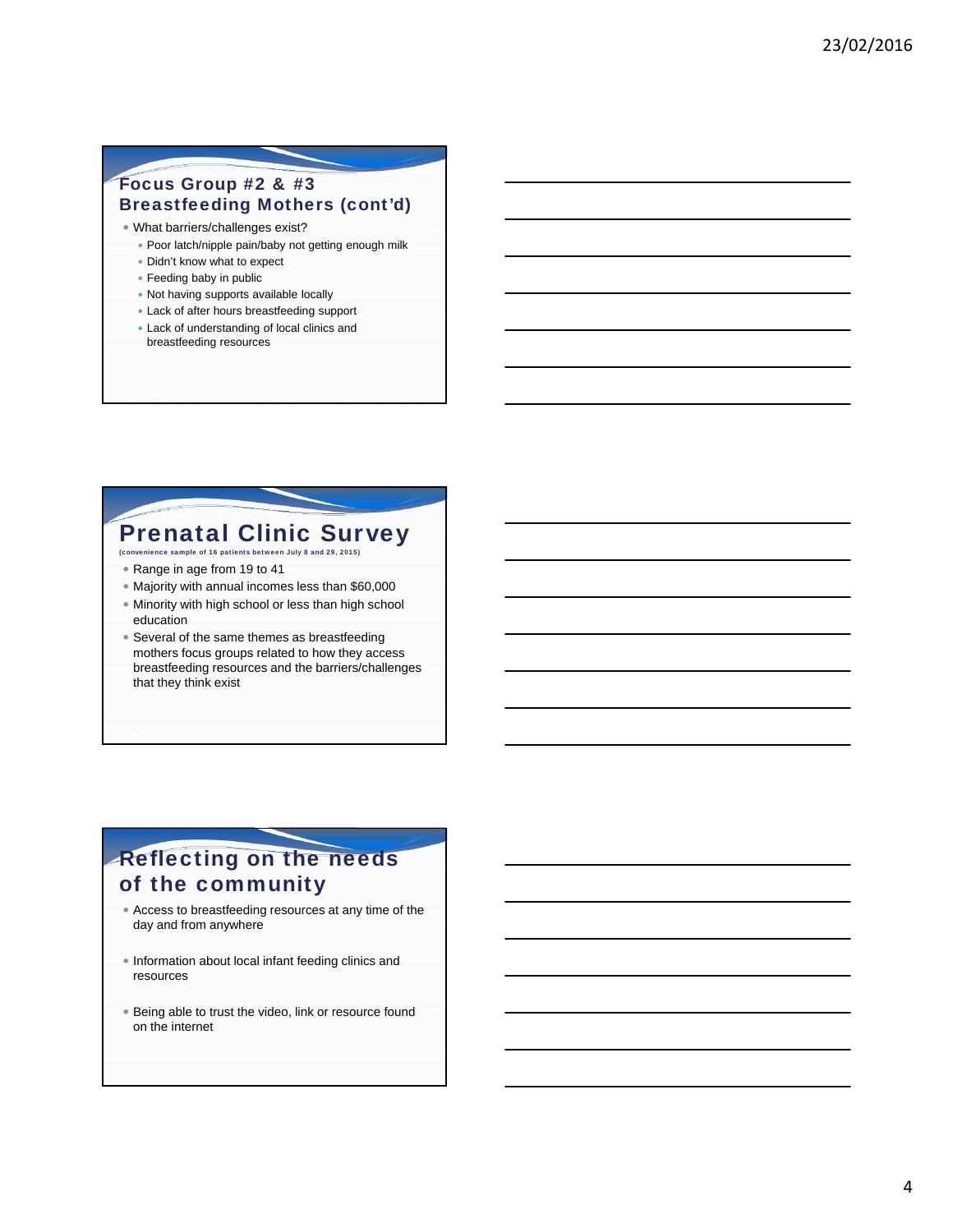## Focus Group #2 & #3 Breastfeeding Mothers (cont'd)

- What barriers/challenges exist?
  - Poor latch/nipple pain/baby not getting enough milk
  - Didn't know what to expect
  - Feeding baby in public
  - Not having supports available locally
  - Lack of after hours breastfeeding support
  - Lack of understanding of local clinics and breastfeeding resources

## Prenatal Clinic Survey

(convenience sample of 16 patients between July 8 and 29, 2015)

- Range in age from 19 to 41
- Majority with annual incomes less than $60,000
- Minority with high school or less than high school education
- Several of the same themes as breastfeeding mothers focus groups related to how they access breastfeeding resources and the barriers/challenges that they think exist

## Reflecting on the needs of the community

- Access to breastfeeding resources at any time of the day and from anywhere
- Information about local infant feeding clinics and resources
- Being able to trust the video, link or resource found on the internet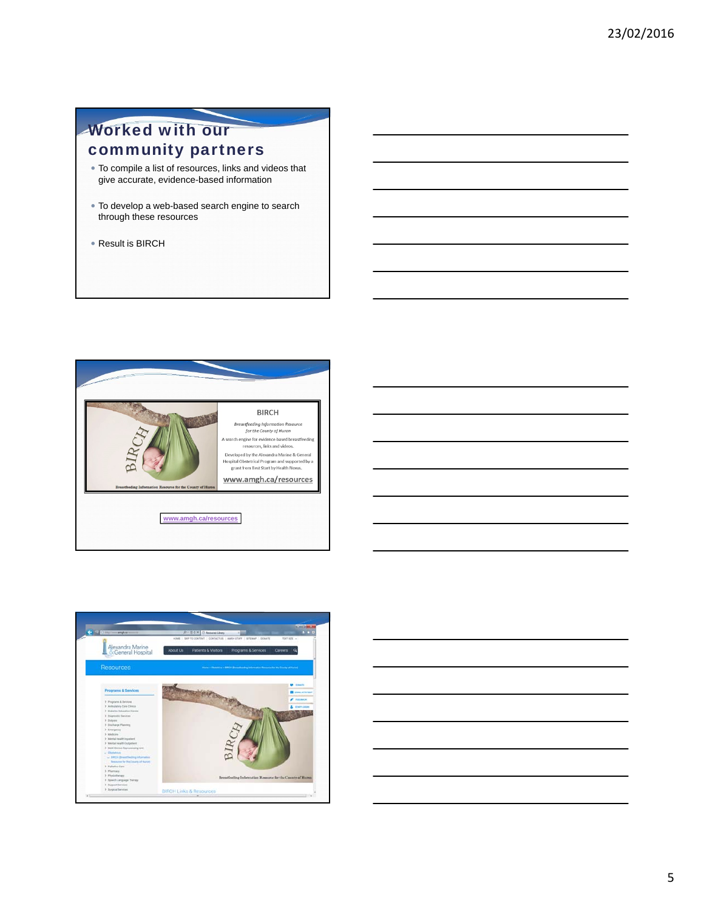## Worked with our community partners

- To compile a list of resources, links and videos that give accurate, evidence-based information
- To develop a web-based search engine to search through these resources
- Result is BIRCH

BIRCH

*Breastfeeding Information Resource for the County of Huron*

A search engine for evidence-based breastfeeding resources, links and videos.

Developed by the Alexandra Marine & General Hospital Obstetrical Program and supported by a grant from Best Start by Health Nexus.

www.amgh.ca/resources

Breastfeeding Information Resource for the County of Huron

www.amgh.ca/resources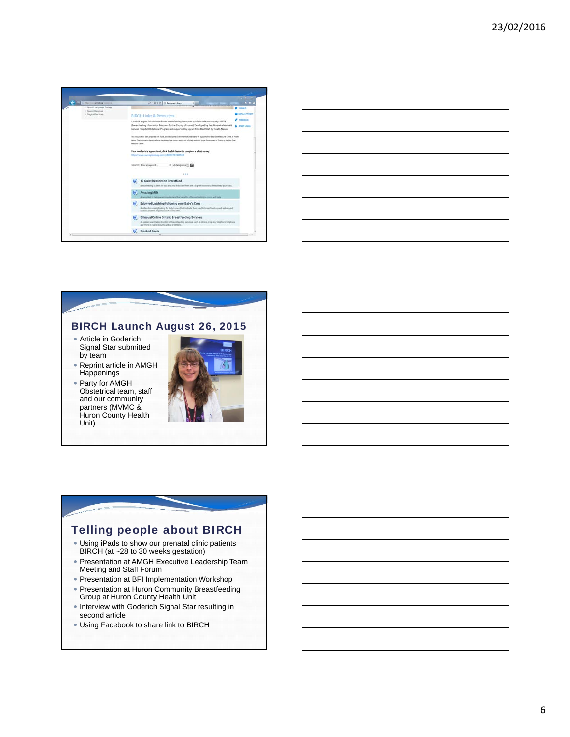## BIRCH Launch August 26, 2015

- Article in Goderich Signal Star submitted by team
- Reprint article in AMGH Happenings
- Party for AMGH Obstetrical team, staff and our community partners (MVMC & Huron County Health Unit)

## Telling people about BIRCH

- Using iPads to show our prenatal clinic patients BIRCH (at ~28 to 30 weeks gestation)
- Presentation at AMGH Executive Leadership Team Meeting and Staff Forum
- Presentation at BFI Implementation Workshop
- Presentation at Huron Community Breastfeeding Group at Huron County Health Unit
- Interview with Goderich Signal Star resulting in second article
- Using Facebook to share link to BIRCH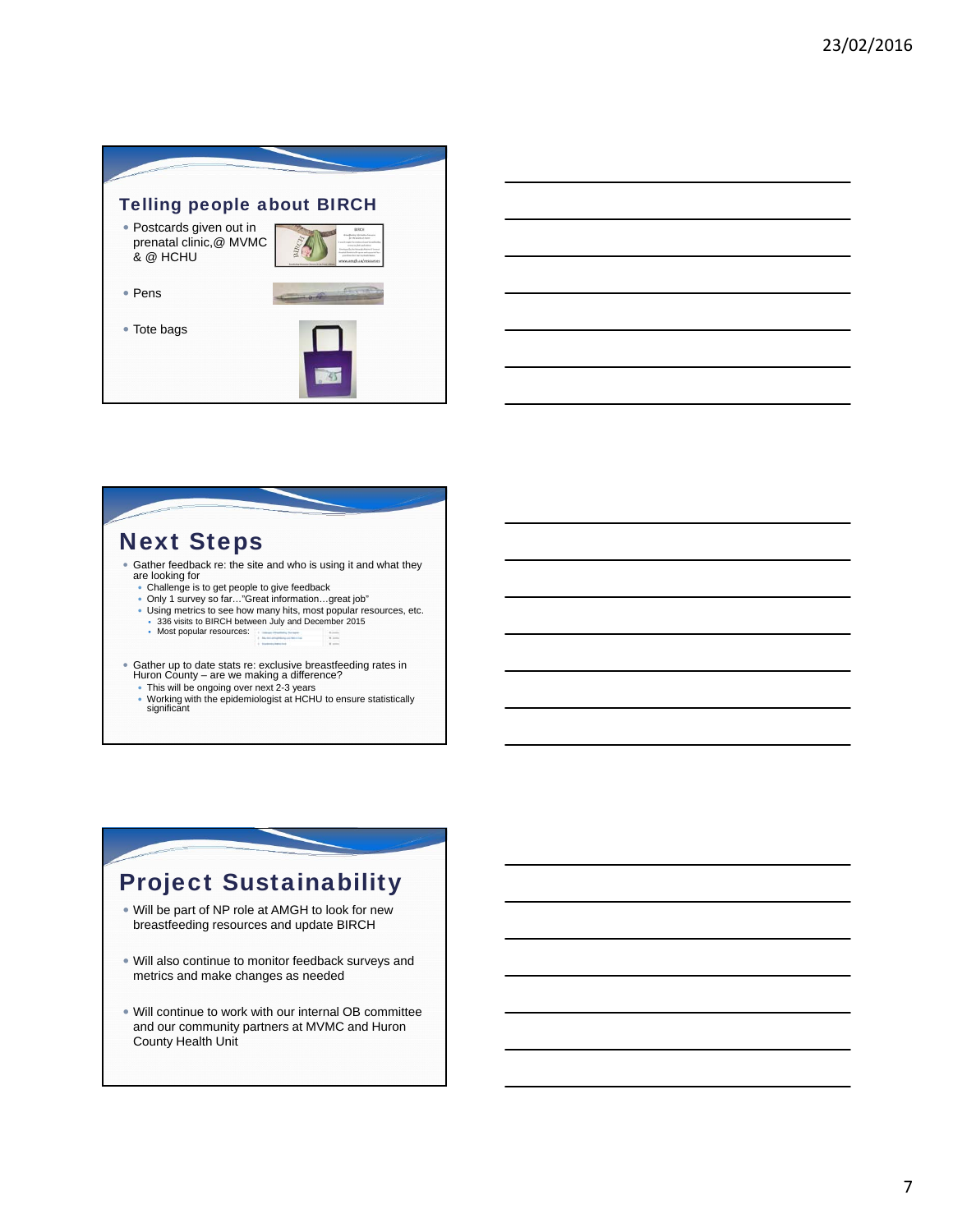## Telling people about BIRCH

- Postcards given out in prenatal clinic,@ MVMC & @ HCHU
- Pens
- Tote bags

## Next Steps

- Gather feedback re: the site and who is using it and what they are looking for
  - Challenge is to get people to give feedback
  - Only 1 survey so far…"Great information…great job"
  - Using metrics to see how many hits, most popular resources, etc.
    - 336 visits to BIRCH between July and December 2015
    - Most popular resources:
- Gather up to date stats re: exclusive breastfeeding rates in Huron County – are we making a difference?
  - This will be ongoing over next 2-3 years
  - Working with the epidemiologist at HCHU to ensure statistically significant

## Project Sustainability

- Will be part of NP role at AMGH to look for new breastfeeding resources and update BIRCH
- Will also continue to monitor feedback surveys and metrics and make changes as needed
- Will continue to work with our internal OB committee and our community partners at MVMC and Huron County Health Unit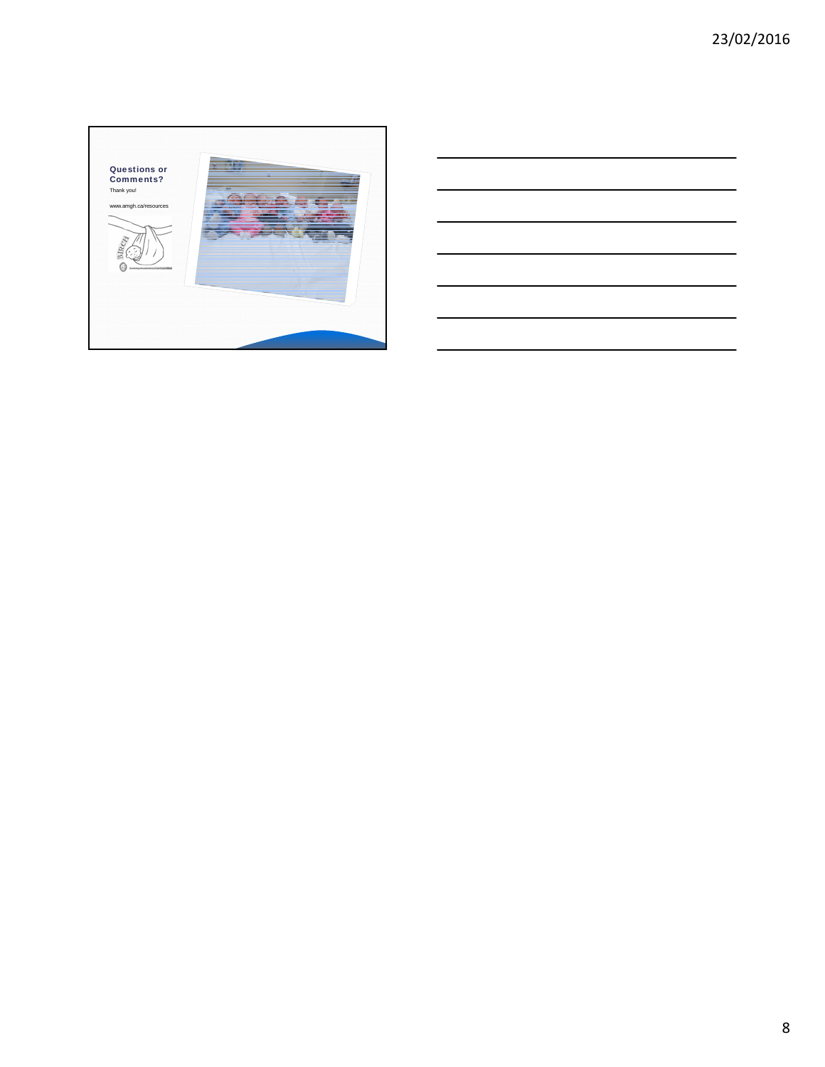**Questions or Comments?**

Thank you!

www.amgh.ca/resources